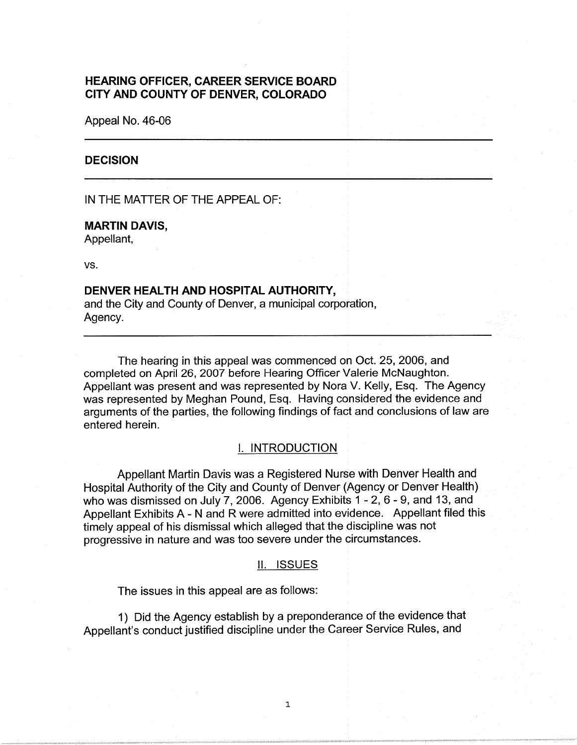**HEARING OFFICER, CAREER SERVICE BOARD**
**CITY AND COUNTY OF DENVER, COLORADO**

Appeal No. 46-06

---

## DECISION

---

IN THE MATTER OF THE APPEAL OF:

**MARTIN DAVIS,**
Appellant,

vs.

**DENVER HEALTH AND HOSPITAL AUTHORITY,**
and the City and County of Denver, a municipal corporation,
Agency.

---

The hearing in this appeal was commenced on Oct. 25, 2006, and completed on April 26, 2007 before Hearing Officer Valerie McNaughton. Appellant was present and was represented by Nora V. Kelly, Esq. The Agency was represented by Meghan Pound, Esq. Having considered the evidence and arguments of the parties, the following findings of fact and conclusions of law are entered herein.

### I. INTRODUCTION

Appellant Martin Davis was a Registered Nurse with Denver Health and Hospital Authority of the City and County of Denver (Agency or Denver Health) who was dismissed on July 7, 2006. Agency Exhibits 1 - 2, 6 - 9, and 13, and Appellant Exhibits A - N and R were admitted into evidence. Appellant filed this timely appeal of his dismissal which alleged that the discipline was not progressive in nature and was too severe under the circumstances.

### II. ISSUES

The issues in this appeal are as follows:

1) Did the Agency establish by a preponderance of the evidence that Appellant's conduct justified discipline under the Career Service Rules, and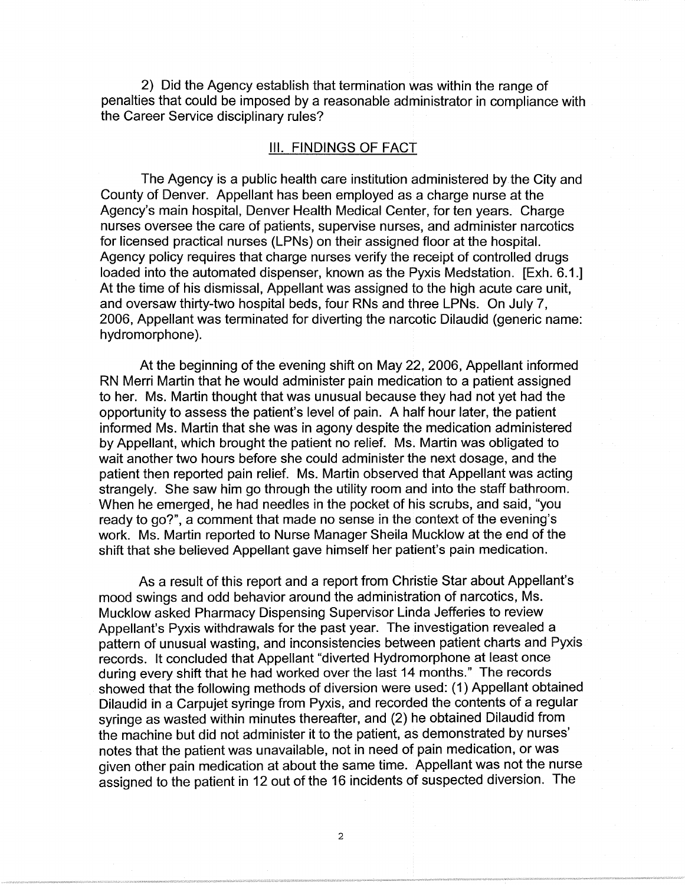2) Did the Agency establish that termination was within the range of penalties that could be imposed by a reasonable administrator in compliance with the Career Service disciplinary rules?

## III. FINDINGS OF FACT

The Agency is a public health care institution administered by the City and County of Denver. Appellant has been employed as a charge nurse at the Agency's main hospital, Denver Health Medical Center, for ten years. Charge nurses oversee the care of patients, supervise nurses, and administer narcotics for licensed practical nurses (LPNs) on their assigned floor at the hospital. Agency policy requires that charge nurses verify the receipt of controlled drugs loaded into the automated dispenser, known as the Pyxis Medstation. [Exh. 6.1.] At the time of his dismissal, Appellant was assigned to the high acute care unit, and oversaw thirty-two hospital beds, four RNs and three LPNs. On July 7, 2006, Appellant was terminated for diverting the narcotic Dilaudid (generic name: hydromorphone).

At the beginning of the evening shift on May 22, 2006, Appellant informed RN Merri Martin that he would administer pain medication to a patient assigned to her. Ms. Martin thought that was unusual because they had not yet had the opportunity to assess the patient's level of pain. A half hour later, the patient informed Ms. Martin that she was in agony despite the medication administered by Appellant, which brought the patient no relief. Ms. Martin was obligated to wait another two hours before she could administer the next dosage, and the patient then reported pain relief. Ms. Martin observed that Appellant was acting strangely. She saw him go through the utility room and into the staff bathroom. When he emerged, he had needles in the pocket of his scrubs, and said, "you ready to go?", a comment that made no sense in the context of the evening's work. Ms. Martin reported to Nurse Manager Sheila Mucklow at the end of the shift that she believed Appellant gave himself her patient's pain medication.

As a result of this report and a report from Christie Star about Appellant's mood swings and odd behavior around the administration of narcotics, Ms. Mucklow asked Pharmacy Dispensing Supervisor Linda Jefferies to review Appellant's Pyxis withdrawals for the past year. The investigation revealed a pattern of unusual wasting, and inconsistencies between patient charts and Pyxis records. It concluded that Appellant "diverted Hydromorphone at least once during every shift that he had worked over the last 14 months." The records showed that the following methods of diversion were used: (1) Appellant obtained Dilaudid in a Carpujet syringe from Pyxis, and recorded the contents of a regular syringe as wasted within minutes thereafter, and (2) he obtained Dilaudid from the machine but did not administer it to the patient, as demonstrated by nurses' notes that the patient was unavailable, not in need of pain medication, or was given other pain medication at about the same time. Appellant was not the nurse assigned to the patient in 12 out of the 16 incidents of suspected diversion. The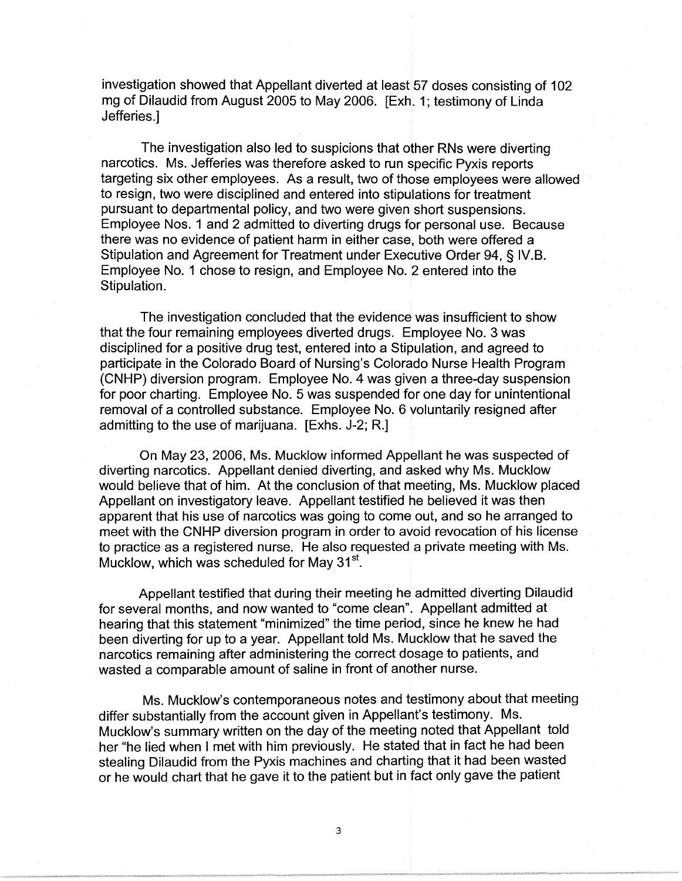investigation showed that Appellant diverted at least 57 doses consisting of 102 mg of Dilaudid from August 2005 to May 2006. [Exh. 1; testimony of Linda Jefferies.]

The investigation also led to suspicions that other RNs were diverting narcotics. Ms. Jefferies was therefore asked to run specific Pyxis reports targeting six other employees. As a result, two of those employees were allowed to resign, two were disciplined and entered into stipulations for treatment pursuant to departmental policy, and two were given short suspensions. Employee Nos. 1 and 2 admitted to diverting drugs for personal use. Because there was no evidence of patient harm in either case, both were offered a Stipulation and Agreement for Treatment under Executive Order 94, § IV.B. Employee No. 1 chose to resign, and Employee No. 2 entered into the Stipulation.

The investigation concluded that the evidence was insufficient to show that the four remaining employees diverted drugs. Employee No. 3 was disciplined for a positive drug test, entered into a Stipulation, and agreed to participate in the Colorado Board of Nursing's Colorado Nurse Health Program (CNHP) diversion program. Employee No. 4 was given a three-day suspension for poor charting. Employee No. 5 was suspended for one day for unintentional removal of a controlled substance. Employee No. 6 voluntarily resigned after admitting to the use of marijuana. [Exhs. J-2; R.]

On May 23, 2006, Ms. Mucklow informed Appellant he was suspected of diverting narcotics. Appellant denied diverting, and asked why Ms. Mucklow would believe that of him. At the conclusion of that meeting, Ms. Mucklow placed Appellant on investigatory leave. Appellant testified he believed it was then apparent that his use of narcotics was going to come out, and so he arranged to meet with the CNHP diversion program in order to avoid revocation of his license to practice as a registered nurse. He also requested a private meeting with Ms. Mucklow, which was scheduled for May 31st.

Appellant testified that during their meeting he admitted diverting Dilaudid for several months, and now wanted to "come clean". Appellant admitted at hearing that this statement "minimized" the time period, since he knew he had been diverting for up to a year. Appellant told Ms. Mucklow that he saved the narcotics remaining after administering the correct dosage to patients, and wasted a comparable amount of saline in front of another nurse.

Ms. Mucklow's contemporaneous notes and testimony about that meeting differ substantially from the account given in Appellant's testimony. Ms. Mucklow's summary written on the day of the meeting noted that Appellant told her "he lied when I met with him previously. He stated that in fact he had been stealing Dilaudid from the Pyxis machines and charting that it had been wasted or he would chart that he gave it to the patient but in fact only gave the patient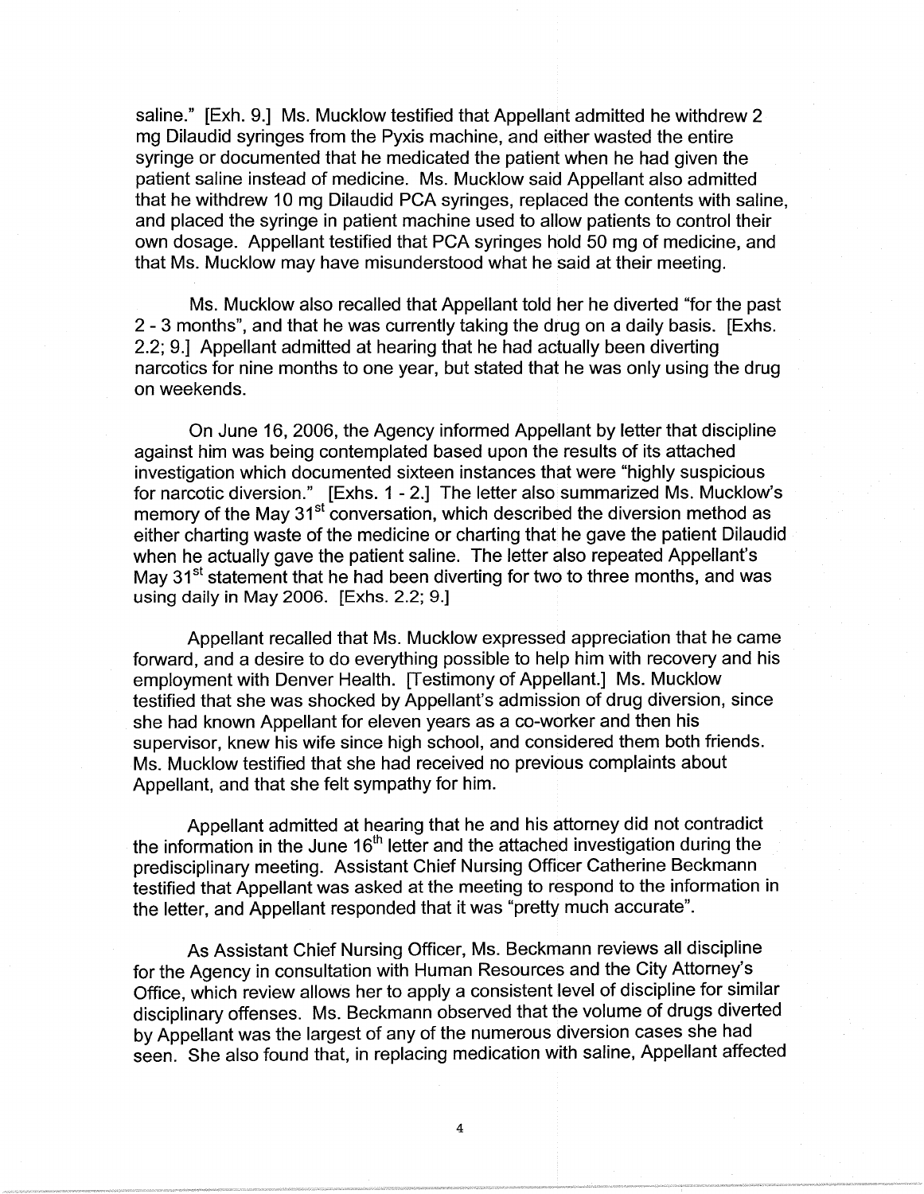saline." [Exh. 9.] Ms. Mucklow testified that Appellant admitted he withdrew 2 mg Dilaudid syringes from the Pyxis machine, and either wasted the entire syringe or documented that he medicated the patient when he had given the patient saline instead of medicine. Ms. Mucklow said Appellant also admitted that he withdrew 10 mg Dilaudid PCA syringes, replaced the contents with saline, and placed the syringe in patient machine used to allow patients to control their own dosage. Appellant testified that PCA syringes hold 50 mg of medicine, and that Ms. Mucklow may have misunderstood what he said at their meeting.

Ms. Mucklow also recalled that Appellant told her he diverted "for the past 2 - 3 months", and that he was currently taking the drug on a daily basis. [Exhs. 2.2; 9.] Appellant admitted at hearing that he had actually been diverting narcotics for nine months to one year, but stated that he was only using the drug on weekends.

On June 16, 2006, the Agency informed Appellant by letter that discipline against him was being contemplated based upon the results of its attached investigation which documented sixteen instances that were "highly suspicious for narcotic diversion." [Exhs. 1 - 2.] The letter also summarized Ms. Mucklow's memory of the May 31st conversation, which described the diversion method as either charting waste of the medicine or charting that he gave the patient Dilaudid when he actually gave the patient saline. The letter also repeated Appellant's May 31st statement that he had been diverting for two to three months, and was using daily in May 2006. [Exhs. 2.2; 9.]

Appellant recalled that Ms. Mucklow expressed appreciation that he came forward, and a desire to do everything possible to help him with recovery and his employment with Denver Health. [Testimony of Appellant.] Ms. Mucklow testified that she was shocked by Appellant's admission of drug diversion, since she had known Appellant for eleven years as a co-worker and then his supervisor, knew his wife since high school, and considered them both friends. Ms. Mucklow testified that she had received no previous complaints about Appellant, and that she felt sympathy for him.

Appellant admitted at hearing that he and his attorney did not contradict the information in the June 16th letter and the attached investigation during the predisciplinary meeting. Assistant Chief Nursing Officer Catherine Beckmann testified that Appellant was asked at the meeting to respond to the information in the letter, and Appellant responded that it was "pretty much accurate".

As Assistant Chief Nursing Officer, Ms. Beckmann reviews all discipline for the Agency in consultation with Human Resources and the City Attorney's Office, which review allows her to apply a consistent level of discipline for similar disciplinary offenses. Ms. Beckmann observed that the volume of drugs diverted by Appellant was the largest of any of the numerous diversion cases she had seen. She also found that, in replacing medication with saline, Appellant affected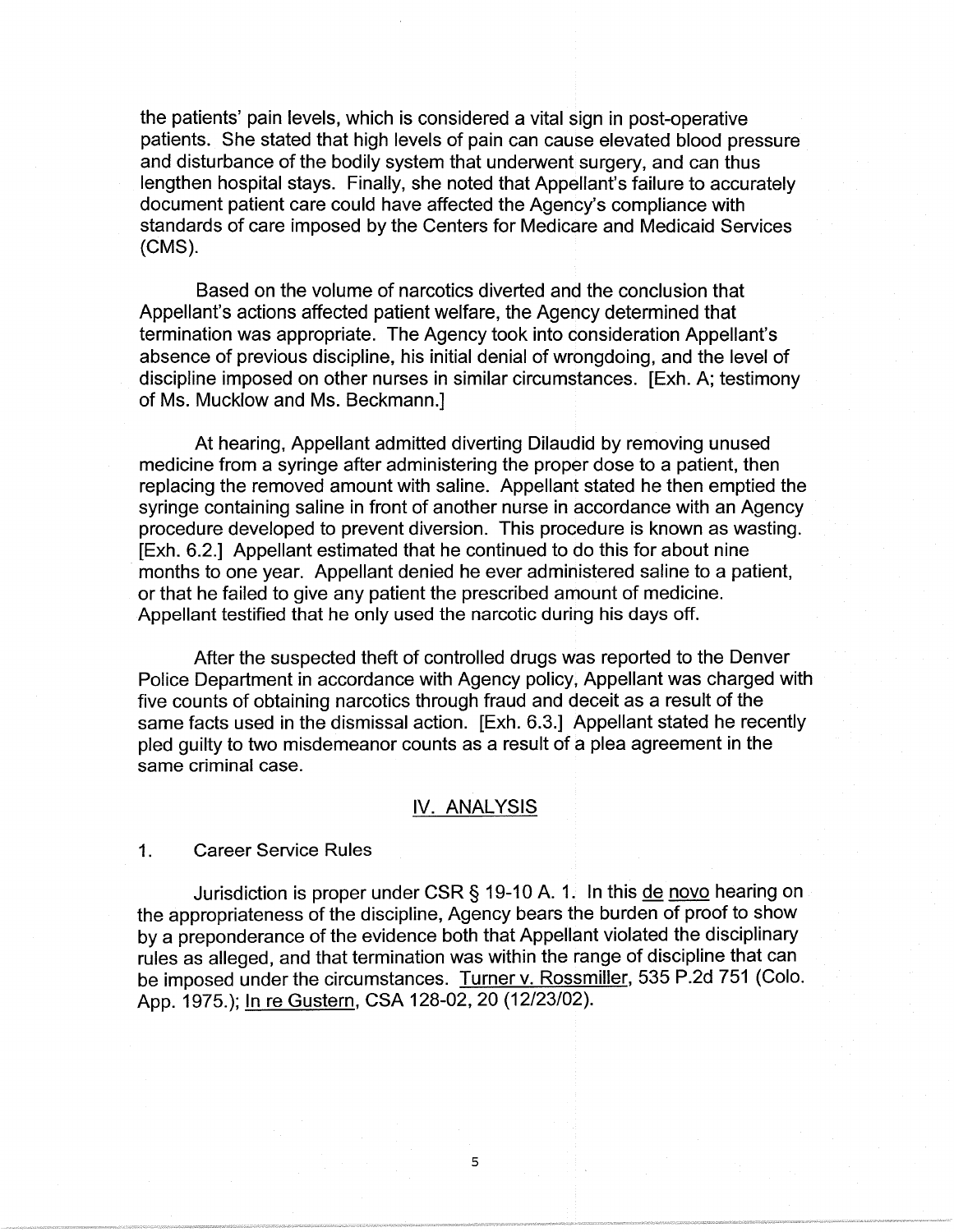the patients' pain levels, which is considered a vital sign in post-operative patients. She stated that high levels of pain can cause elevated blood pressure and disturbance of the bodily system that underwent surgery, and can thus lengthen hospital stays. Finally, she noted that Appellant's failure to accurately document patient care could have affected the Agency's compliance with standards of care imposed by the Centers for Medicare and Medicaid Services (CMS).

Based on the volume of narcotics diverted and the conclusion that Appellant's actions affected patient welfare, the Agency determined that termination was appropriate. The Agency took into consideration Appellant's absence of previous discipline, his initial denial of wrongdoing, and the level of discipline imposed on other nurses in similar circumstances. [Exh. A; testimony of Ms. Mucklow and Ms. Beckmann.]

At hearing, Appellant admitted diverting Dilaudid by removing unused medicine from a syringe after administering the proper dose to a patient, then replacing the removed amount with saline. Appellant stated he then emptied the syringe containing saline in front of another nurse in accordance with an Agency procedure developed to prevent diversion. This procedure is known as wasting. [Exh. 6.2.] Appellant estimated that he continued to do this for about nine months to one year. Appellant denied he ever administered saline to a patient, or that he failed to give any patient the prescribed amount of medicine. Appellant testified that he only used the narcotic during his days off.

After the suspected theft of controlled drugs was reported to the Denver Police Department in accordance with Agency policy, Appellant was charged with five counts of obtaining narcotics through fraud and deceit as a result of the same facts used in the dismissal action. [Exh. 6.3.] Appellant stated he recently pled guilty to two misdemeanor counts as a result of a plea agreement in the same criminal case.

## IV. ANALYSIS

### 1. Career Service Rules

Jurisdiction is proper under CSR § 19-10 A. 1. In this de novo hearing on the appropriateness of the discipline, Agency bears the burden of proof to show by a preponderance of the evidence both that Appellant violated the disciplinary rules as alleged, and that termination was within the range of discipline that can be imposed under the circumstances. Turner v. Rossmiller, 535 P.2d 751 (Colo. App. 1975.); In re Gustern, CSA 128-02, 20 (12/23/02).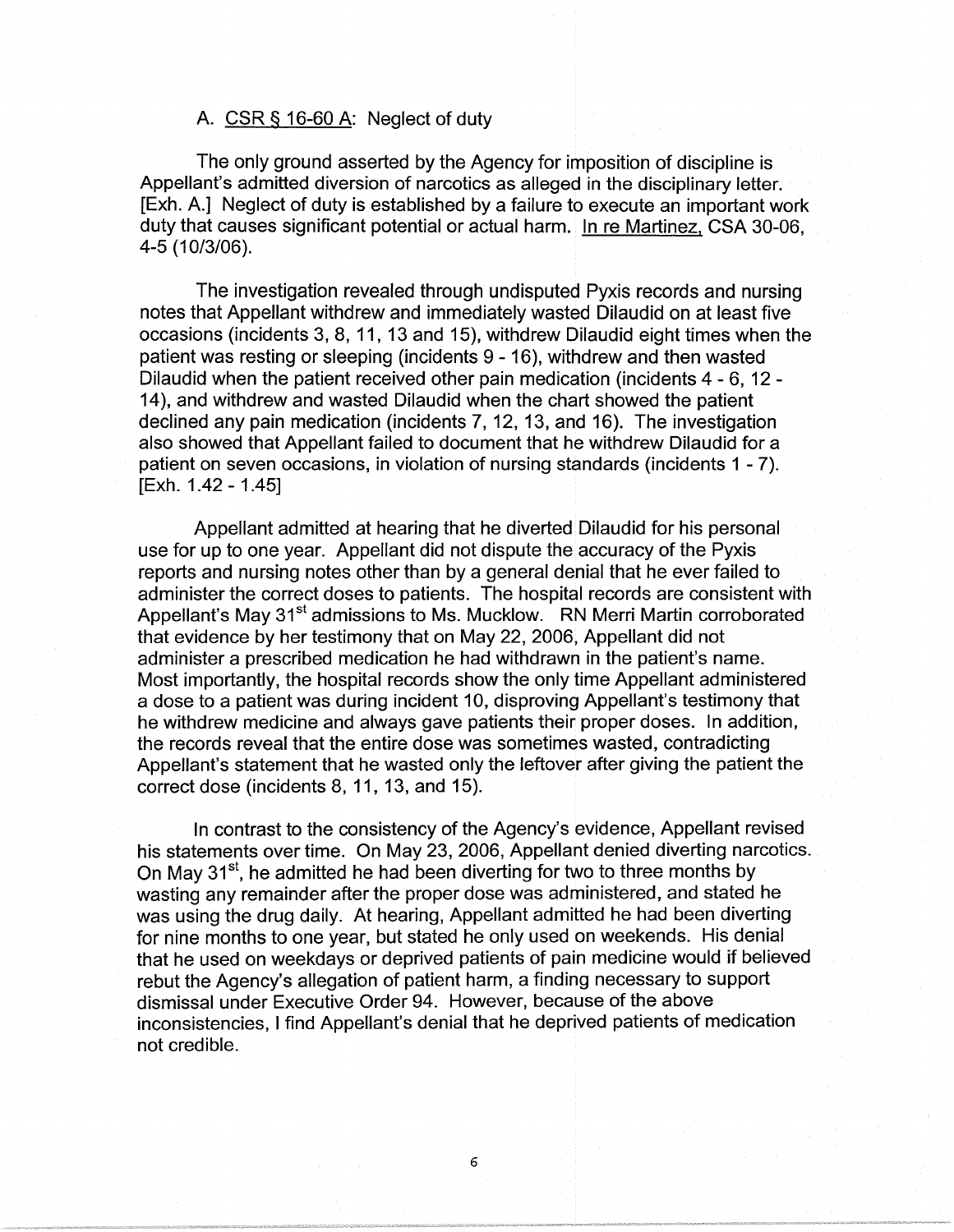A. <u>CSR § 16-60 A</u>: Neglect of duty

The only ground asserted by the Agency for imposition of discipline is Appellant's admitted diversion of narcotics as alleged in the disciplinary letter. [Exh. A.] Neglect of duty is established by a failure to execute an important work duty that causes significant potential or actual harm. <u>In re Martinez</u>, CSA 30-06, 4-5 (10/3/06).

The investigation revealed through undisputed Pyxis records and nursing notes that Appellant withdrew and immediately wasted Dilaudid on at least five occasions (incidents 3, 8, 11, 13 and 15), withdrew Dilaudid eight times when the patient was resting or sleeping (incidents 9 - 16), withdrew and then wasted Dilaudid when the patient received other pain medication (incidents 4 - 6, 12 - 14), and withdrew and wasted Dilaudid when the chart showed the patient declined any pain medication (incidents 7, 12, 13, and 16). The investigation also showed that Appellant failed to document that he withdrew Dilaudid for a patient on seven occasions, in violation of nursing standards (incidents 1 - 7). [Exh. 1.42 - 1.45]

Appellant admitted at hearing that he diverted Dilaudid for his personal use for up to one year. Appellant did not dispute the accuracy of the Pyxis reports and nursing notes other than by a general denial that he ever failed to administer the correct doses to patients. The hospital records are consistent with Appellant's May 31st admissions to Ms. Mucklow. RN Merri Martin corroborated that evidence by her testimony that on May 22, 2006, Appellant did not administer a prescribed medication he had withdrawn in the patient's name. Most importantly, the hospital records show the only time Appellant administered a dose to a patient was during incident 10, disproving Appellant's testimony that he withdrew medicine and always gave patients their proper doses. In addition, the records reveal that the entire dose was sometimes wasted, contradicting Appellant's statement that he wasted only the leftover after giving the patient the correct dose (incidents 8, 11, 13, and 15).

In contrast to the consistency of the Agency's evidence, Appellant revised his statements over time. On May 23, 2006, Appellant denied diverting narcotics. On May 31st, he admitted he had been diverting for two to three months by wasting any remainder after the proper dose was administered, and stated he was using the drug daily. At hearing, Appellant admitted he had been diverting for nine months to one year, but stated he only used on weekends. His denial that he used on weekdays or deprived patients of pain medicine would if believed rebut the Agency's allegation of patient harm, a finding necessary to support dismissal under Executive Order 94. However, because of the above inconsistencies, I find Appellant's denial that he deprived patients of medication not credible.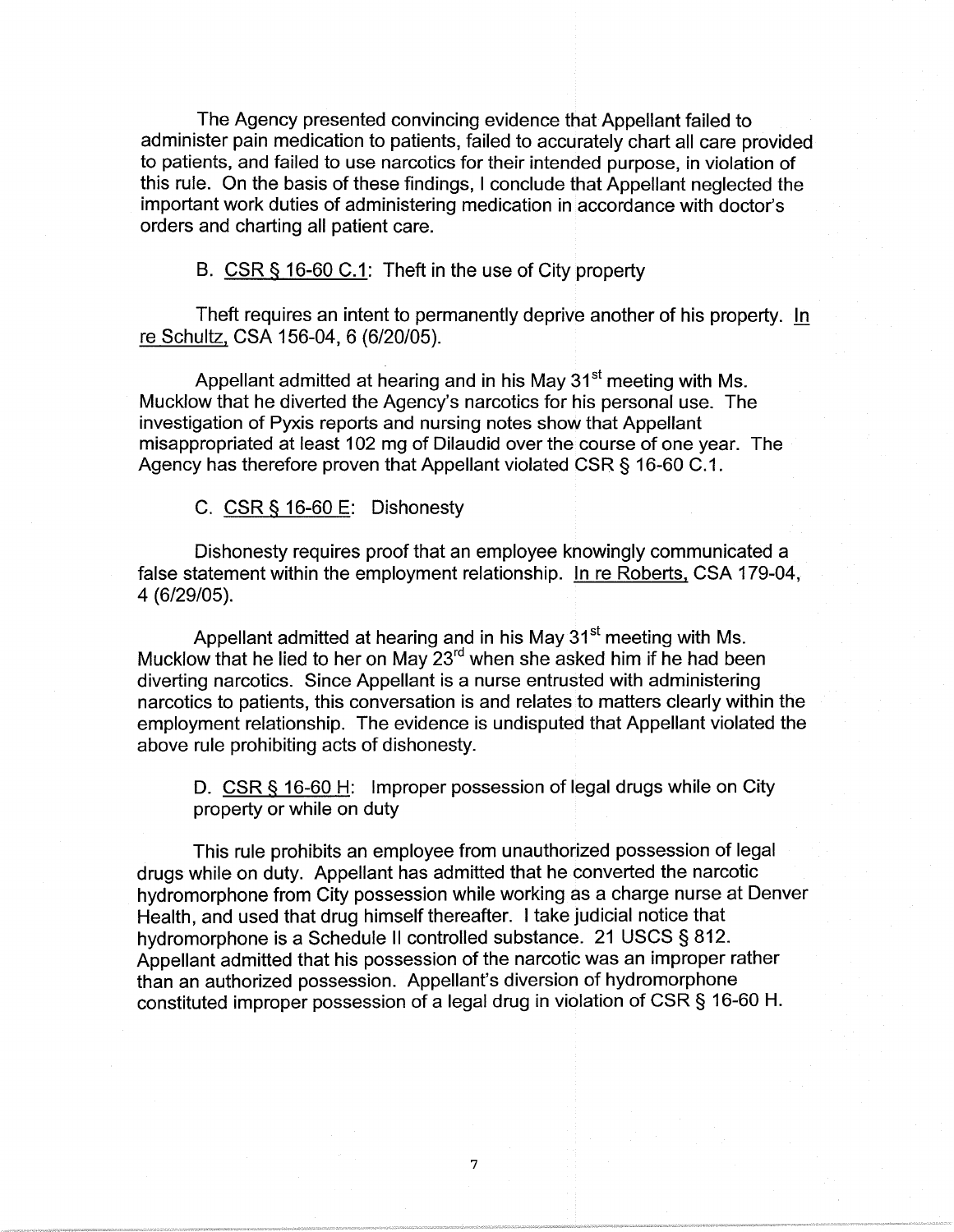The Agency presented convincing evidence that Appellant failed to administer pain medication to patients, failed to accurately chart all care provided to patients, and failed to use narcotics for their intended purpose, in violation of this rule. On the basis of these findings, I conclude that Appellant neglected the important work duties of administering medication in accordance with doctor's orders and charting all patient care.

B. CSR § 16-60 C.1: Theft in the use of City property

Theft requires an intent to permanently deprive another of his property. In re Schultz, CSA 156-04, 6 (6/20/05).

Appellant admitted at hearing and in his May 31st meeting with Ms. Mucklow that he diverted the Agency's narcotics for his personal use. The investigation of Pyxis reports and nursing notes show that Appellant misappropriated at least 102 mg of Dilaudid over the course of one year. The Agency has therefore proven that Appellant violated CSR § 16-60 C.1.

C. CSR § 16-60 E: Dishonesty

Dishonesty requires proof that an employee knowingly communicated a false statement within the employment relationship. In re Roberts, CSA 179-04, 4 (6/29/05).

Appellant admitted at hearing and in his May 31st meeting with Ms. Mucklow that he lied to her on May 23rd when she asked him if he had been diverting narcotics. Since Appellant is a nurse entrusted with administering narcotics to patients, this conversation is and relates to matters clearly within the employment relationship. The evidence is undisputed that Appellant violated the above rule prohibiting acts of dishonesty.

D. CSR § 16-60 H: Improper possession of legal drugs while on City property or while on duty

This rule prohibits an employee from unauthorized possession of legal drugs while on duty. Appellant has admitted that he converted the narcotic hydromorphone from City possession while working as a charge nurse at Denver Health, and used that drug himself thereafter. I take judicial notice that hydromorphone is a Schedule II controlled substance. 21 USCS § 812. Appellant admitted that his possession of the narcotic was an improper rather than an authorized possession. Appellant's diversion of hydromorphone constituted improper possession of a legal drug in violation of CSR § 16-60 H.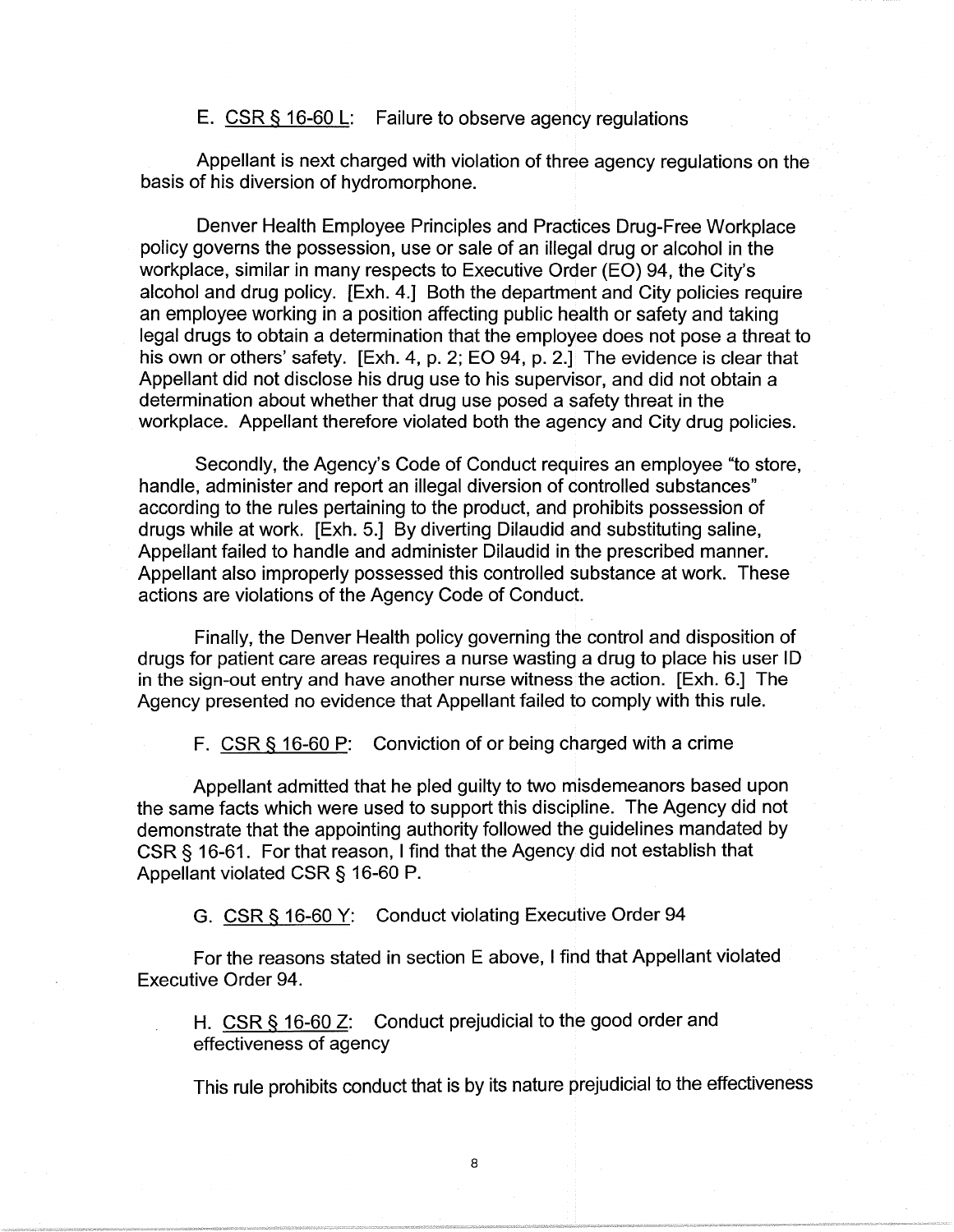E. CSR § 16-60 L: Failure to observe agency regulations

Appellant is next charged with violation of three agency regulations on the basis of his diversion of hydromorphone.

Denver Health Employee Principles and Practices Drug-Free Workplace policy governs the possession, use or sale of an illegal drug or alcohol in the workplace, similar in many respects to Executive Order (EO) 94, the City's alcohol and drug policy. [Exh. 4.] Both the department and City policies require an employee working in a position affecting public health or safety and taking legal drugs to obtain a determination that the employee does not pose a threat to his own or others' safety. [Exh. 4, p. 2; EO 94, p. 2.] The evidence is clear that Appellant did not disclose his drug use to his supervisor, and did not obtain a determination about whether that drug use posed a safety threat in the workplace. Appellant therefore violated both the agency and City drug policies.

Secondly, the Agency's Code of Conduct requires an employee "to store, handle, administer and report an illegal diversion of controlled substances" according to the rules pertaining to the product, and prohibits possession of drugs while at work. [Exh. 5.] By diverting Dilaudid and substituting saline, Appellant failed to handle and administer Dilaudid in the prescribed manner. Appellant also improperly possessed this controlled substance at work. These actions are violations of the Agency Code of Conduct.

Finally, the Denver Health policy governing the control and disposition of drugs for patient care areas requires a nurse wasting a drug to place his user ID in the sign-out entry and have another nurse witness the action. [Exh. 6.] The Agency presented no evidence that Appellant failed to comply with this rule.

F. CSR § 16-60 P: Conviction of or being charged with a crime

Appellant admitted that he pled guilty to two misdemeanors based upon the same facts which were used to support this discipline. The Agency did not demonstrate that the appointing authority followed the guidelines mandated by CSR § 16-61. For that reason, I find that the Agency did not establish that Appellant violated CSR § 16-60 P.

G. CSR § 16-60 Y: Conduct violating Executive Order 94

For the reasons stated in section E above, I find that Appellant violated Executive Order 94.

H. CSR § 16-60 Z: Conduct prejudicial to the good order and effectiveness of agency

This rule prohibits conduct that is by its nature prejudicial to the effectiveness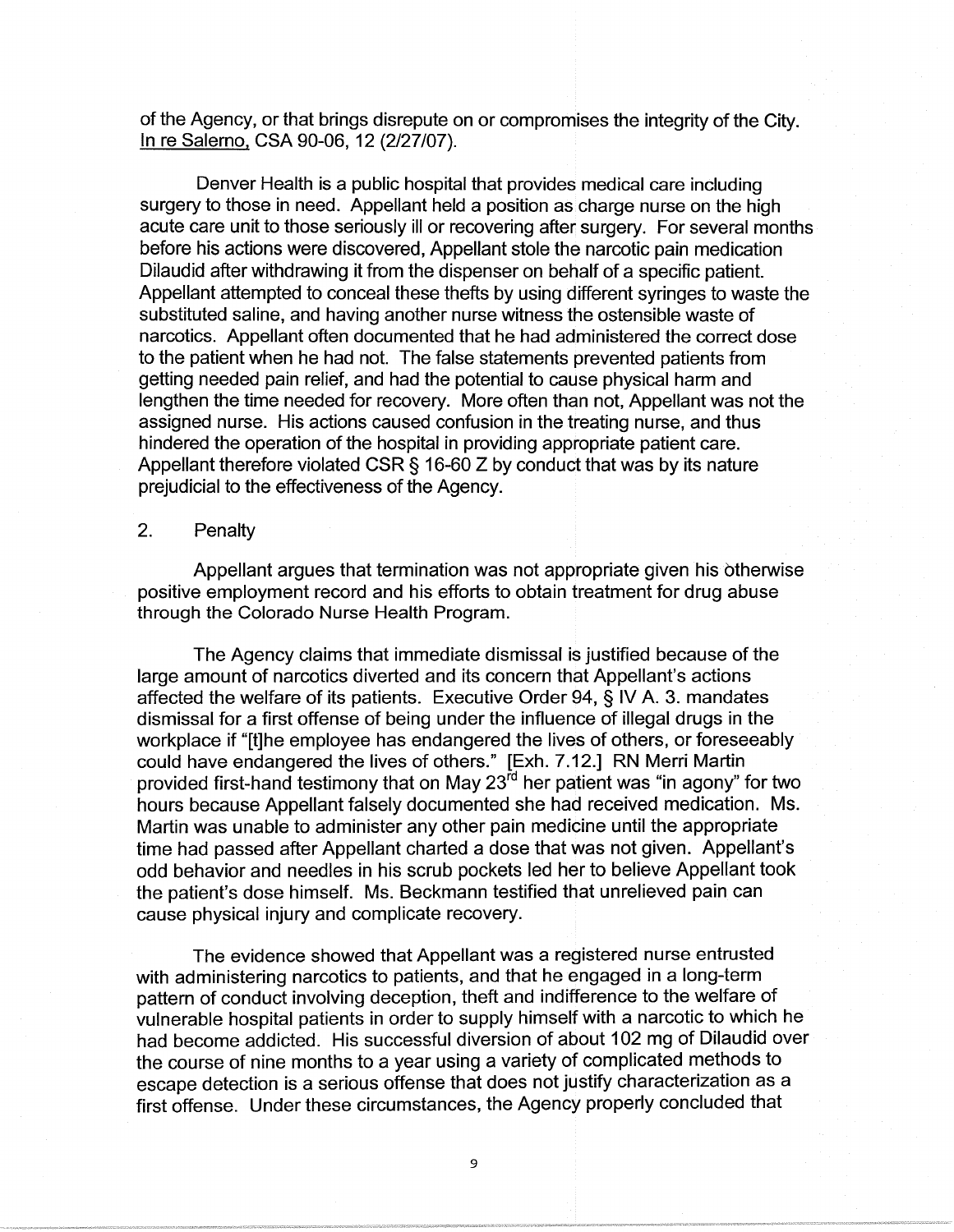of the Agency, or that brings disrepute on or compromises the integrity of the City. In re Salerno, CSA 90-06, 12 (2/27/07).

Denver Health is a public hospital that provides medical care including surgery to those in need. Appellant held a position as charge nurse on the high acute care unit to those seriously ill or recovering after surgery. For several months before his actions were discovered, Appellant stole the narcotic pain medication Dilaudid after withdrawing it from the dispenser on behalf of a specific patient. Appellant attempted to conceal these thefts by using different syringes to waste the substituted saline, and having another nurse witness the ostensible waste of narcotics. Appellant often documented that he had administered the correct dose to the patient when he had not. The false statements prevented patients from getting needed pain relief, and had the potential to cause physical harm and lengthen the time needed for recovery. More often than not, Appellant was not the assigned nurse. His actions caused confusion in the treating nurse, and thus hindered the operation of the hospital in providing appropriate patient care. Appellant therefore violated CSR § 16-60 Z by conduct that was by its nature prejudicial to the effectiveness of the Agency.

2. Penalty

Appellant argues that termination was not appropriate given his otherwise positive employment record and his efforts to obtain treatment for drug abuse through the Colorado Nurse Health Program.

The Agency claims that immediate dismissal is justified because of the large amount of narcotics diverted and its concern that Appellant's actions affected the welfare of its patients. Executive Order 94, § IV A. 3. mandates dismissal for a first offense of being under the influence of illegal drugs in the workplace if "[t]he employee has endangered the lives of others, or foreseeably could have endangered the lives of others." [Exh. 7.12.] RN Merri Martin provided first-hand testimony that on May 23rd her patient was "in agony" for two hours because Appellant falsely documented she had received medication. Ms. Martin was unable to administer any other pain medicine until the appropriate time had passed after Appellant charted a dose that was not given. Appellant's odd behavior and needles in his scrub pockets led her to believe Appellant took the patient's dose himself. Ms. Beckmann testified that unrelieved pain can cause physical injury and complicate recovery.

The evidence showed that Appellant was a registered nurse entrusted with administering narcotics to patients, and that he engaged in a long-term pattern of conduct involving deception, theft and indifference to the welfare of vulnerable hospital patients in order to supply himself with a narcotic to which he had become addicted. His successful diversion of about 102 mg of Dilaudid over the course of nine months to a year using a variety of complicated methods to escape detection is a serious offense that does not justify characterization as a first offense. Under these circumstances, the Agency properly concluded that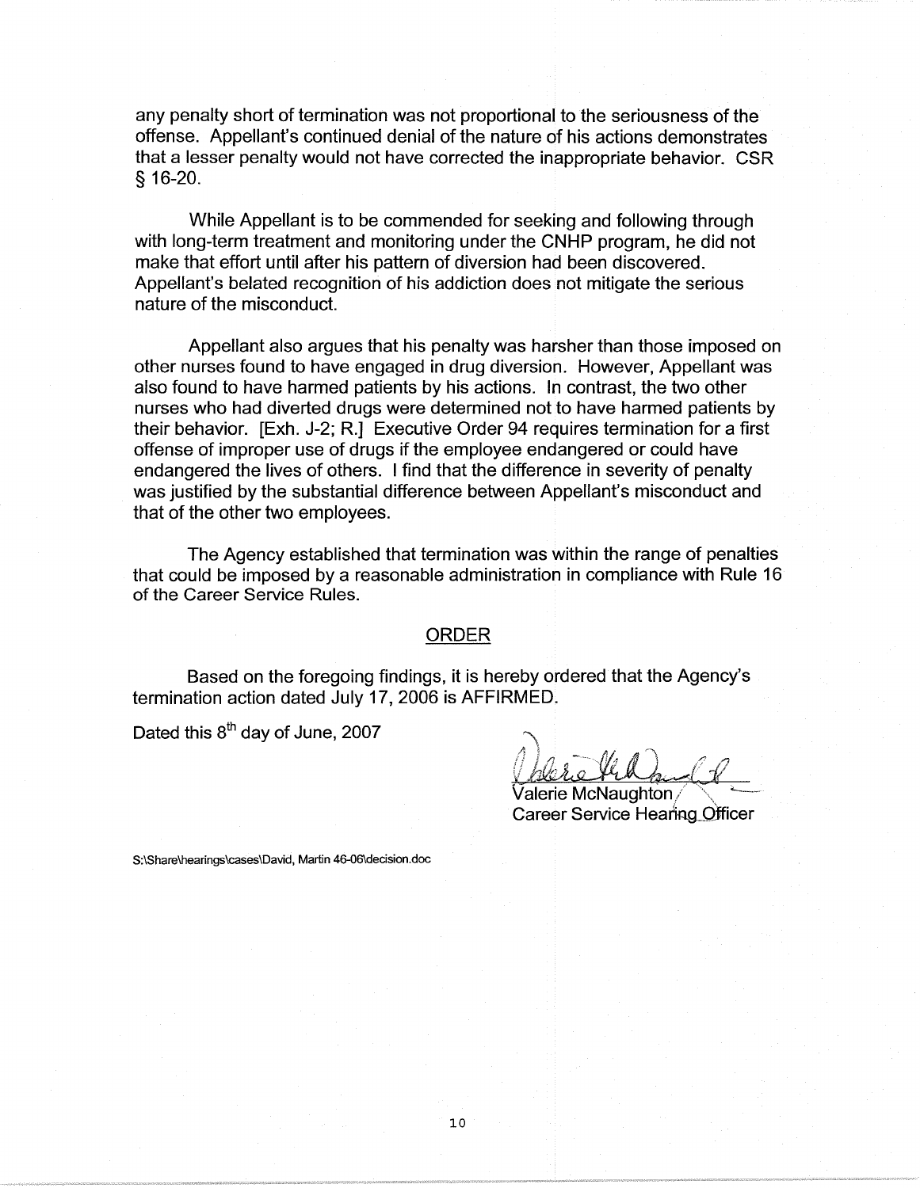any penalty short of termination was not proportional to the seriousness of the offense. Appellant's continued denial of the nature of his actions demonstrates that a lesser penalty would not have corrected the inappropriate behavior. CSR § 16-20.

While Appellant is to be commended for seeking and following through with long-term treatment and monitoring under the CNHP program, he did not make that effort until after his pattern of diversion had been discovered. Appellant's belated recognition of his addiction does not mitigate the serious nature of the misconduct.

Appellant also argues that his penalty was harsher than those imposed on other nurses found to have engaged in drug diversion. However, Appellant was also found to have harmed patients by his actions. In contrast, the two other nurses who had diverted drugs were determined not to have harmed patients by their behavior. [Exh. J-2; R.] Executive Order 94 requires termination for a first offense of improper use of drugs if the employee endangered or could have endangered the lives of others. I find that the difference in severity of penalty was justified by the substantial difference between Appellant's misconduct and that of the other two employees.

The Agency established that termination was within the range of penalties that could be imposed by a reasonable administration in compliance with Rule 16 of the Career Service Rules.

## ORDER

Based on the foregoing findings, it is hereby ordered that the Agency's termination action dated July 17, 2006 is AFFIRMED.

Dated this 8th day of June, 2007

Valerie McNaughton
Career Service Hearing Officer

S:\Share\hearings\cases\David, Martin 46-06\decision.doc